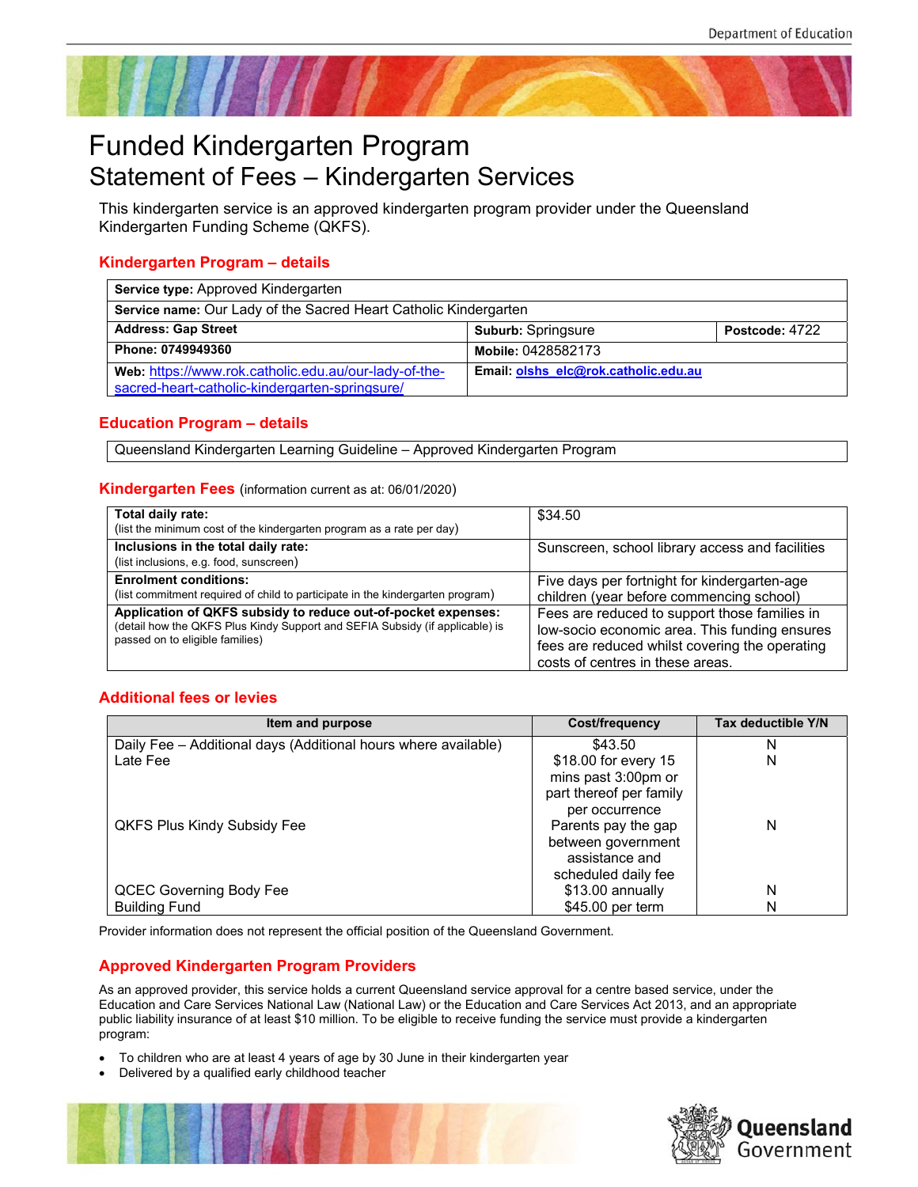# Funded Kindergarten Program

## Statement of Fees – Kindergarten Services

This kindergarten service is an approved kindergarten program provider under the Queensland Kindergarten Funding Scheme (QKFS).

### Kindergarten Program – details

| | | |
|---|---|---|
| **Service type:** Approved Kindergarten | | |
| **Service name:** Our Lady of the Sacred Heart Catholic Kindergarten | | |
| **Address: Gap Street** | **Suburb:** Springsure | **Postcode:** 4722 |
| **Phone: 0749949360** | **Mobile:** 0428582173 | |
| **Web:** https://www.rok.catholic.edu.au/our-lady-of-the-sacred-heart-catholic-kindergarten-springsure/ | **Email:** olshs_elc@rok.catholic.edu.au | |

### Education Program – details

| |
|---|
| Queensland Kindergarten Learning Guideline – Approved Kindergarten Program |

### Kindergarten Fees (information current as at: 06/01/2020)

| | |
|---|---|
| **Total daily rate:** (list the minimum cost of the kindergarten program as a rate per day) | $34.50 |
| **Inclusions in the total daily rate:** (list inclusions, e.g. food, sunscreen) | Sunscreen, school library access and facilities |
| **Enrolment conditions:** (list commitment required of child to participate in the kindergarten program) | Five days per fortnight for kindergarten-age children (year before commencing school) |
| **Application of QKFS subsidy to reduce out-of-pocket expenses:** (detail how the QKFS Plus Kindy Support and SEFIA Subsidy (if applicable) is passed on to eligible families) | Fees are reduced to support those families in low-socio economic area. This funding ensures fees are reduced whilst covering the operating costs of centres in these areas. |

### Additional fees or levies

| Item and purpose | Cost/frequency | Tax deductible Y/N |
|---|---|---|
| Daily Fee – Additional days (Additional hours where available) | $43.50 | N |
| Late Fee | $18.00 for every 15 mins past 3:00pm or part thereof per family per occurrence | N |
| QKFS Plus Kindy Subsidy Fee | Parents pay the gap between government assistance and scheduled daily fee | N |
| QCEC Governing Body Fee | $13.00 annually | N |
| Building Fund | $45.00 per term | N |

Provider information does not represent the official position of the Queensland Government.

### Approved Kindergarten Program Providers

As an approved provider, this service holds a current Queensland service approval for a centre based service, under the Education and Care Services National Law (National Law) or the Education and Care Services Act 2013, and an appropriate public liability insurance of at least $10 million. To be eligible to receive funding the service must provide a kindergarten program:

- To children who are at least 4 years of age by 30 June in their kindergarten year
- Delivered by a qualified early childhood teacher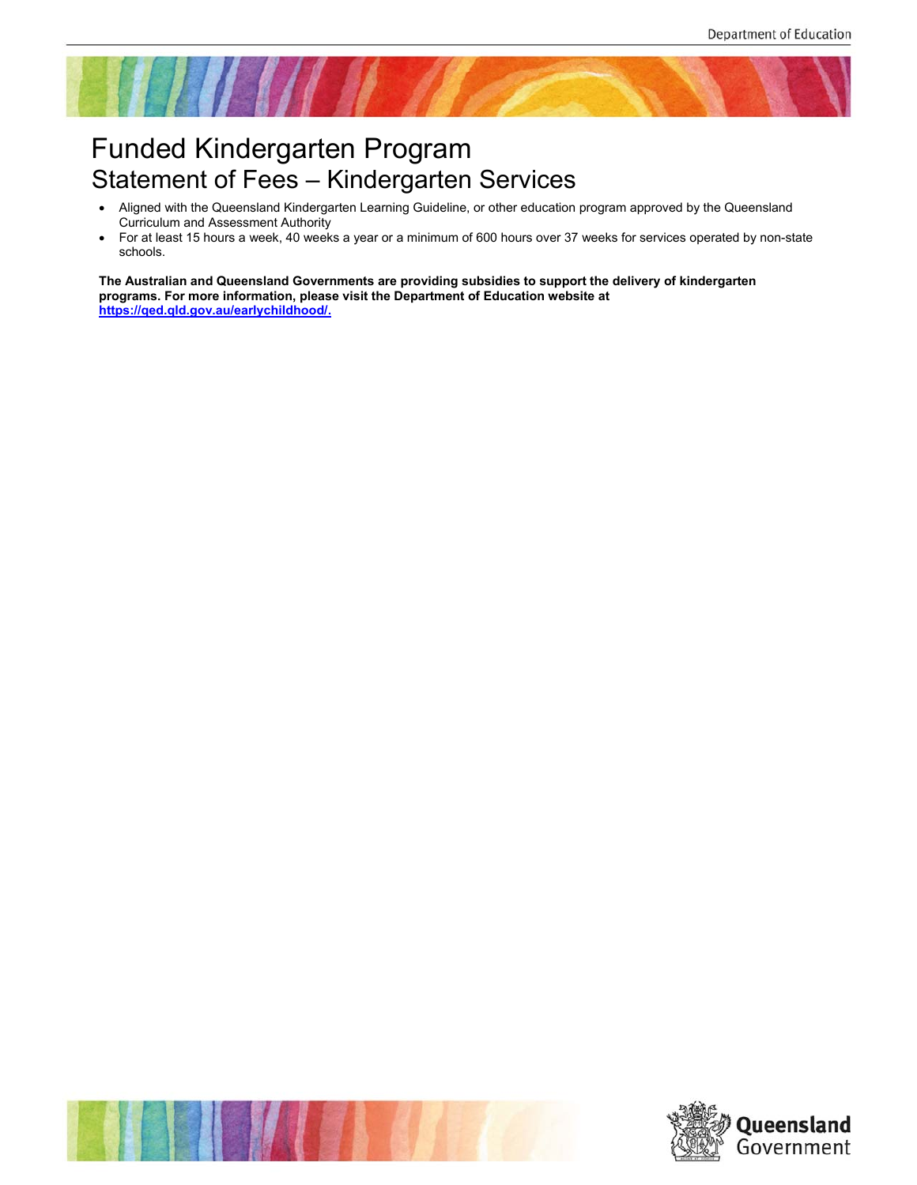# Funded Kindergarten Program

## Statement of Fees – Kindergarten Services

- Aligned with the Queensland Kindergarten Learning Guideline, or other education program approved by the Queensland Curriculum and Assessment Authority
- For at least 15 hours a week, 40 weeks a year or a minimum of 600 hours over 37 weeks for services operated by non-state schools.

**The Australian and Queensland Governments are providing subsidies to support the delivery of kindergarten programs. For more information, please visit the Department of Education website at [https://qed.qld.gov.au/earlychildhood/.](https://qed.qld.gov.au/earlychildhood/)**